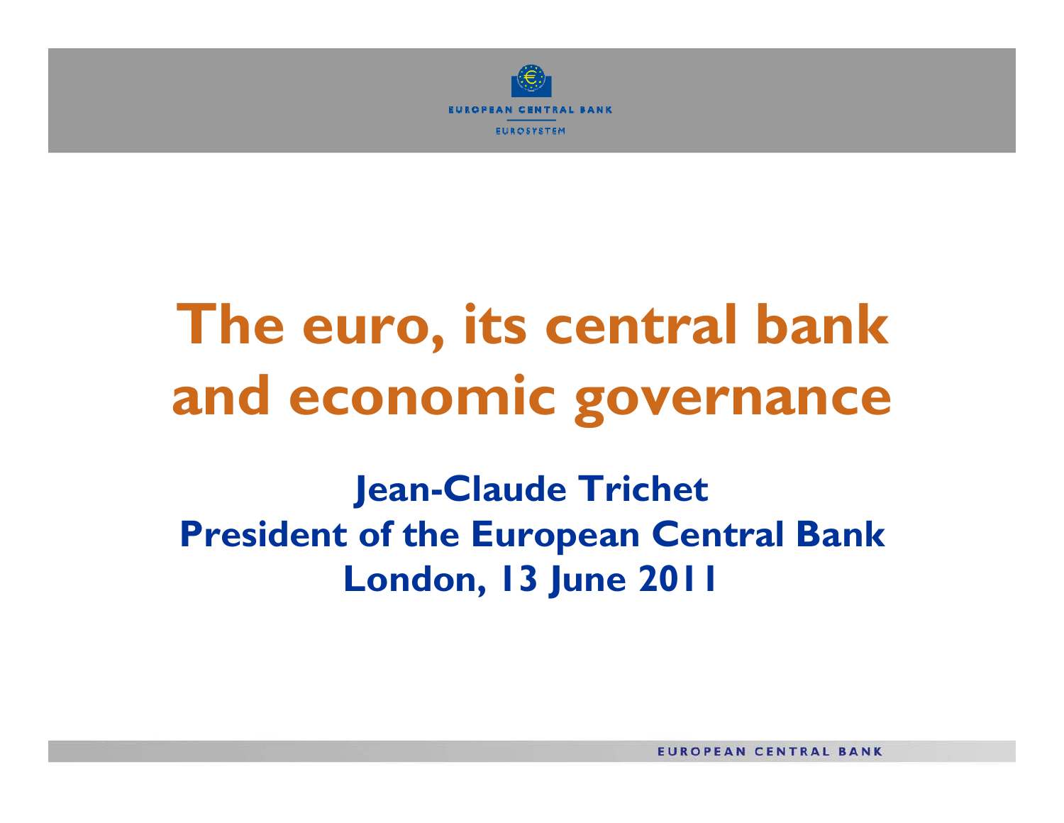# The euro, its central bank and economic governance

**Jean-Claude Trichet**
**President of the European Central Bank**
**London, 13 June 2011**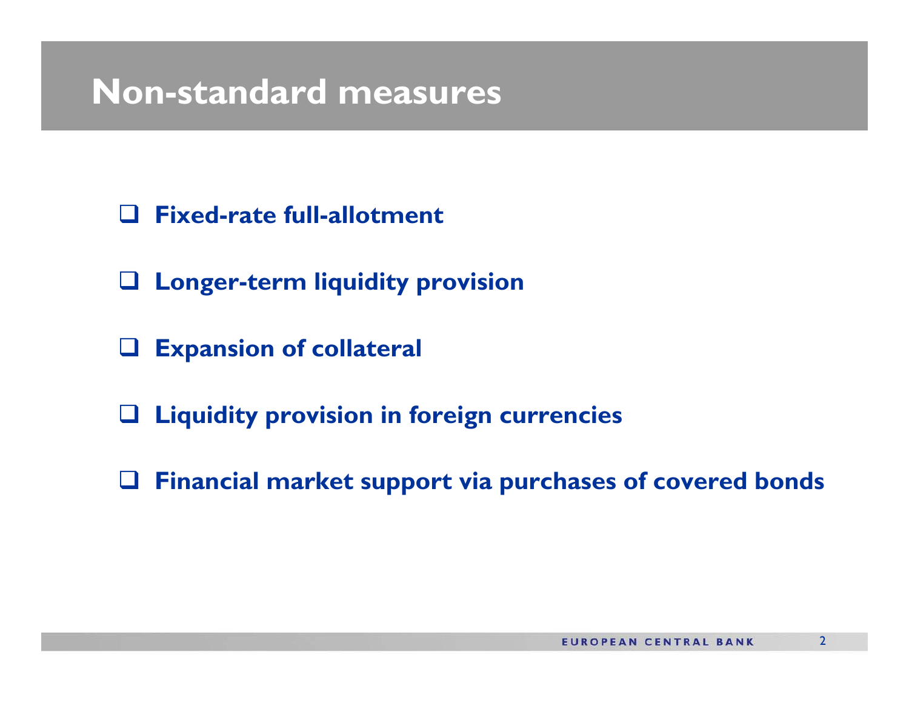# Non-standard measures

- Fixed-rate full-allotment
- Longer-term liquidity provision
- Expansion of collateral
- Liquidity provision in foreign currencies
- Financial market support via purchases of covered bonds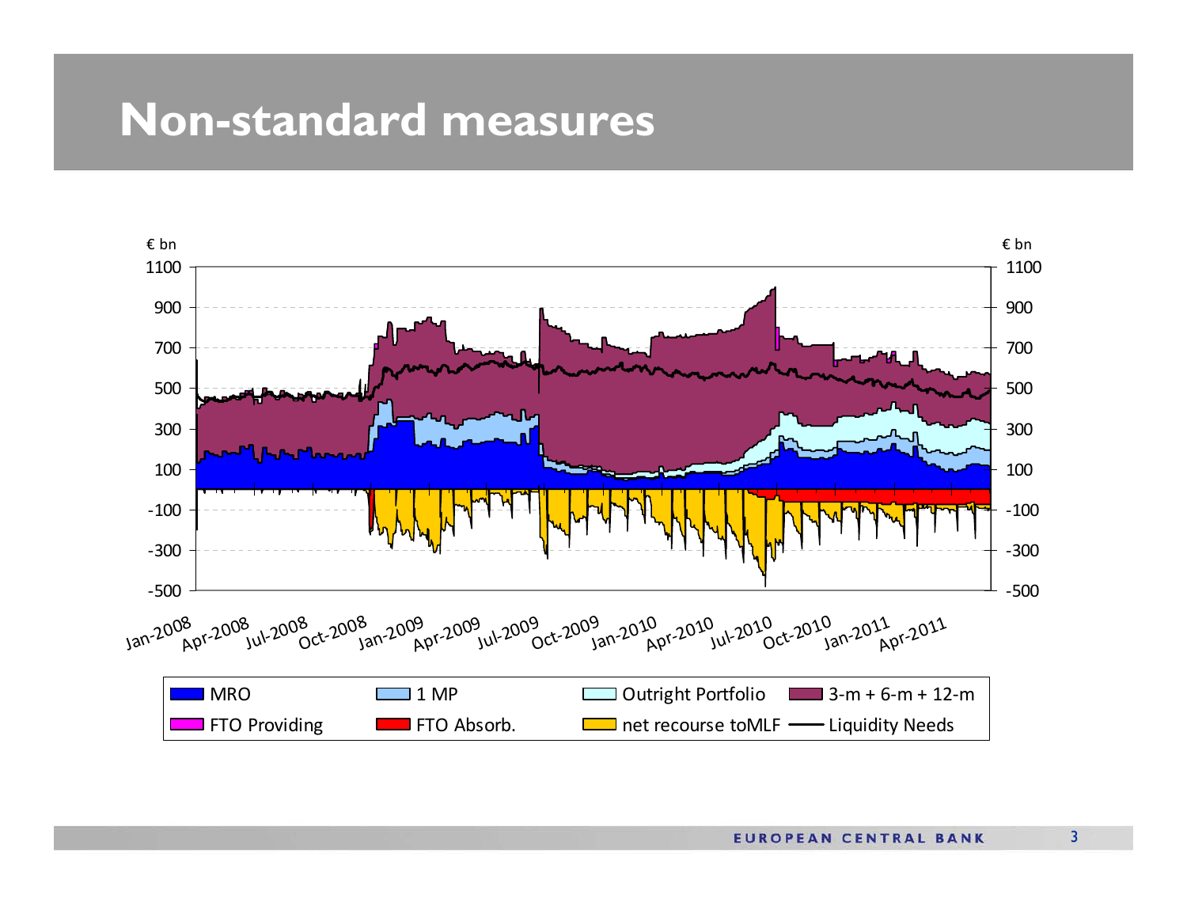# Non-standard measures

€ bn

| MRO | 1 MP | Outright Portfolio | 3-m + 6-m + 12-m |
|---|---|---|---|
| FTO Providing | FTO Absorb. | net recourse toMLF | Liquidity Needs |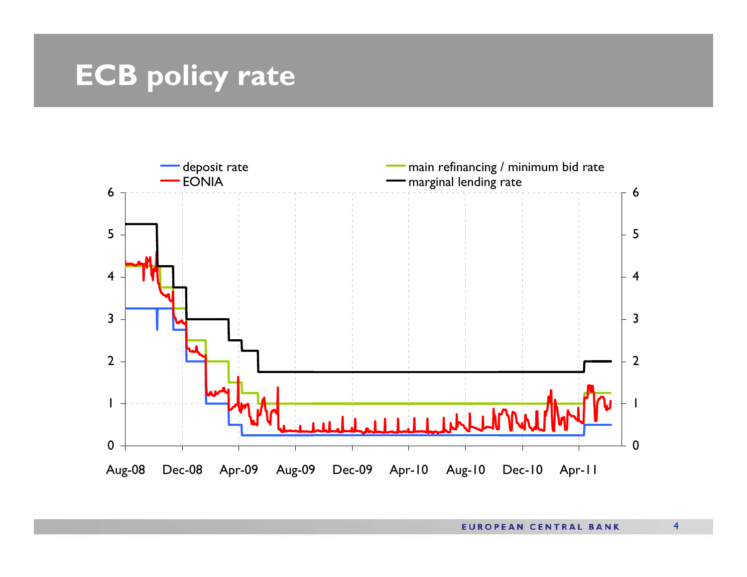# ECB policy rate

deposit rate
EONIA
main refinancing / minimum bid rate
marginal lending rate

0 1 2 3 4 5 6

Aug-08 Dec-08 Apr-09 Aug-09 Dec-09 Apr-10 Aug-10 Dec-10 Apr-11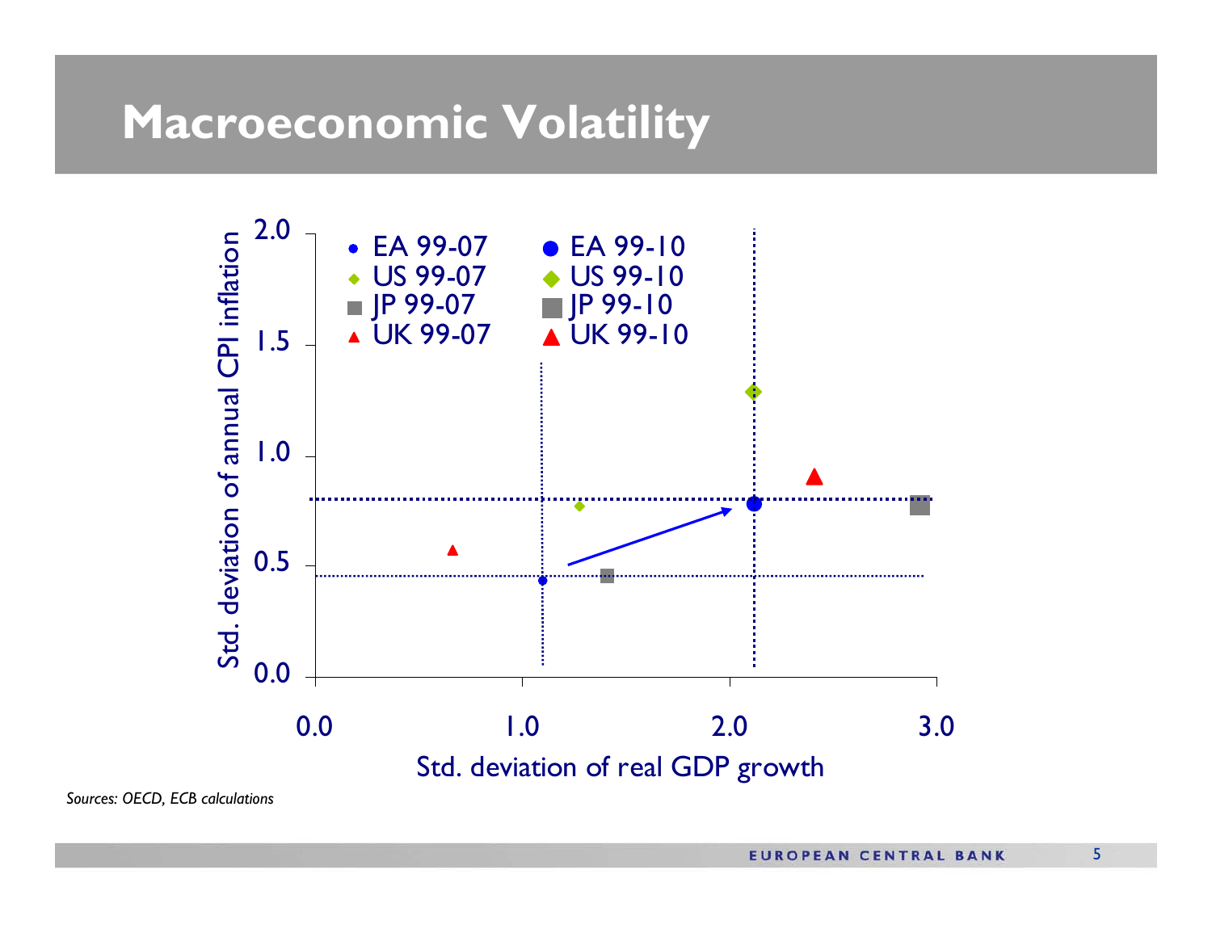# Macroeconomic Volatility

Std. deviation of annual CPI inflation

2.0

1.5

1.0

0.5

0.0

- EA 99-07
- EA 99-10
- US 99-07
- US 99-10
- JP 99-07
- JP 99-10
- UK 99-07
- UK 99-10

0.0 1.0 2.0 3.0

Std. deviation of real GDP growth

*Sources: OECD, ECB calculations*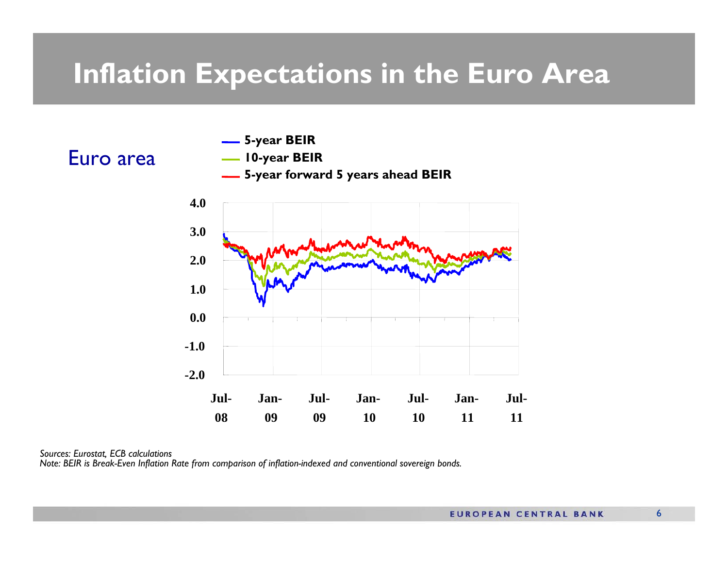# Inflation Expectations in the Euro Area

Euro area

- 5-year BEIR
- 10-year BEIR
- 5-year forward 5 years ahead BEIR

4.0
3.0
2.0
1.0
0.0
-1.0
-2.0

Jul-08 Jan-09 Jul-09 Jan-10 Jul-10 Jan-11 Jul-11

*Sources: Eurostat, ECB calculations*
*Note: BEIR is Break-Even Inflation Rate from comparison of inflation-indexed and conventional sovereign bonds.*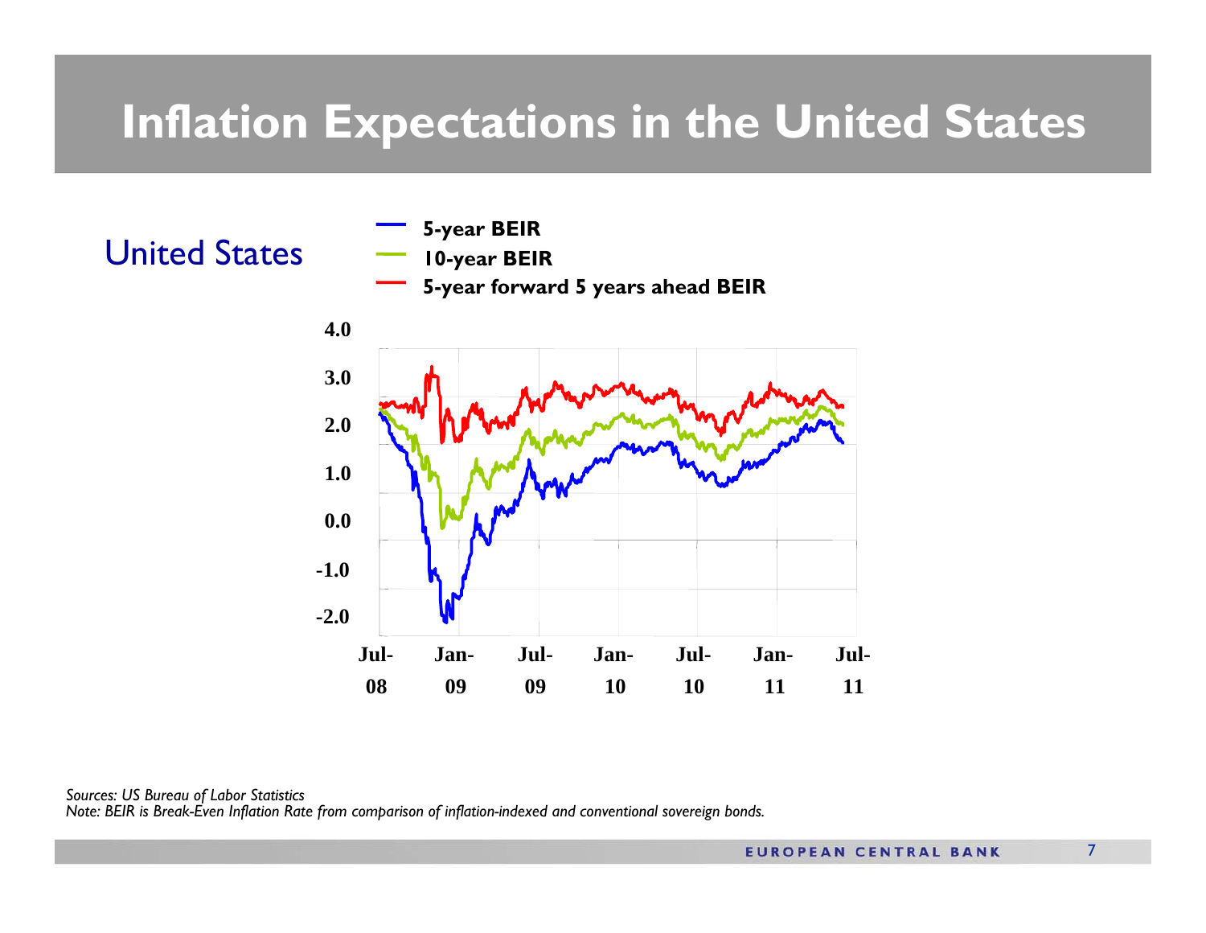# Inflation Expectations in the United States

United States

- 5-year BEIR
- 10-year BEIR
- 5-year forward 5 years ahead BEIR

4.0
3.0
2.0
1.0
0.0
-1.0
-2.0

Jul-08 Jan-09 Jul-09 Jan-10 Jul-10 Jan-11 Jul-11

*Sources: US Bureau of Labor Statistics*
*Note: BEIR is Break-Even Inflation Rate from comparison of inflation-indexed and conventional sovereign bonds.*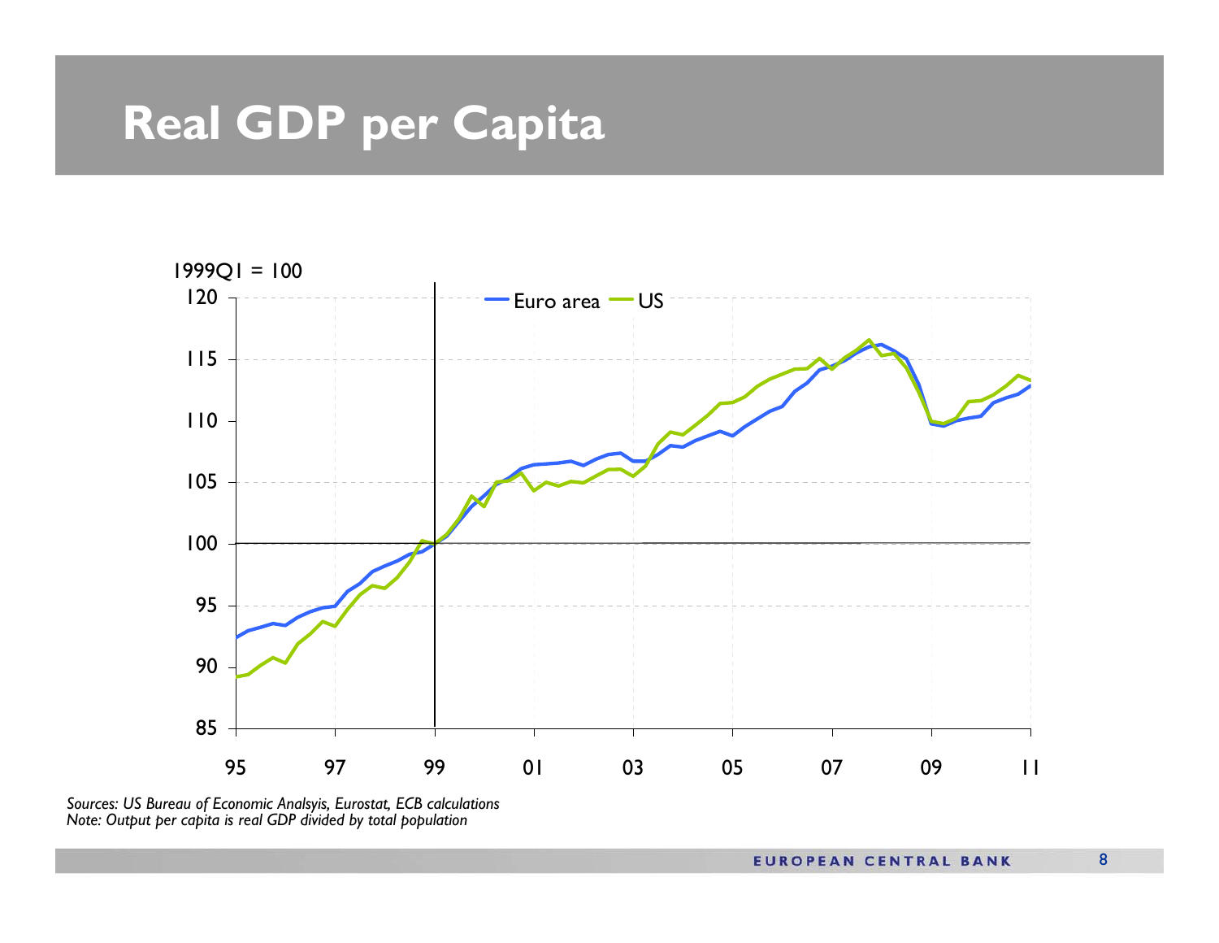# Real GDP per Capita

*Sources: US Bureau of Economic Analsyis, Eurostat, ECB calculations*
*Note: Output per capita is real GDP divided by total population*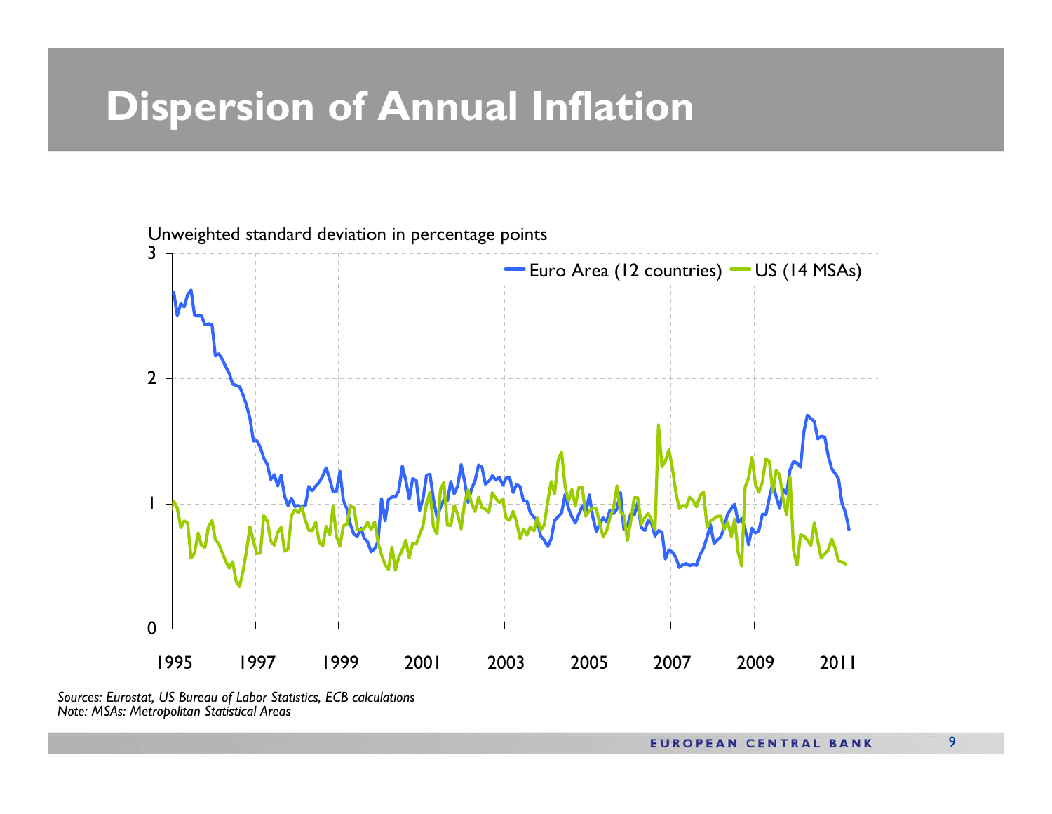# Dispersion of Annual Inflation

Unweighted standard deviation in percentage points

Euro Area (12 countries) — US (14 MSAs)

*Sources: Eurostat, US Bureau of Labor Statistics, ECB calculations*
*Note: MSAs: Metropolitan Statistical Areas*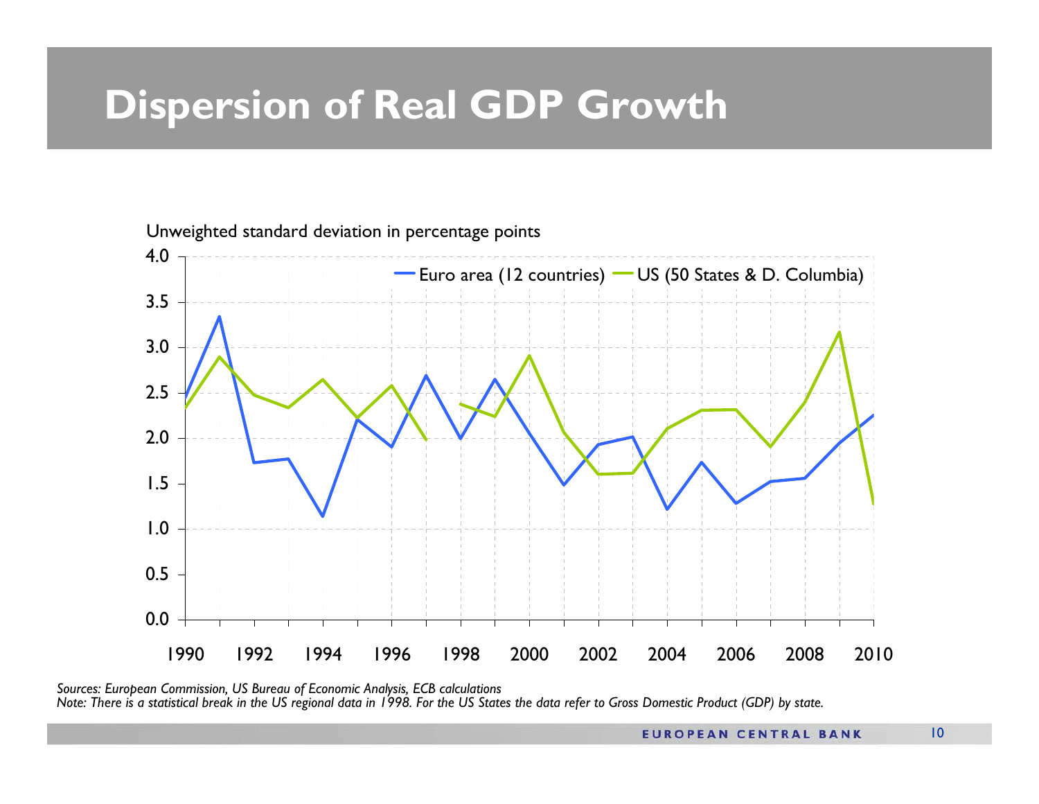# Dispersion of Real GDP Growth

Unweighted standard deviation in percentage points

Euro area (12 countries) | US (50 States & D. Columbia)

*Sources: European Commission, US Bureau of Economic Analysis, ECB calculations*
*Note: There is a statistical break in the US regional data in 1998. For the US States the data refer to Gross Domestic Product (GDP) by state.*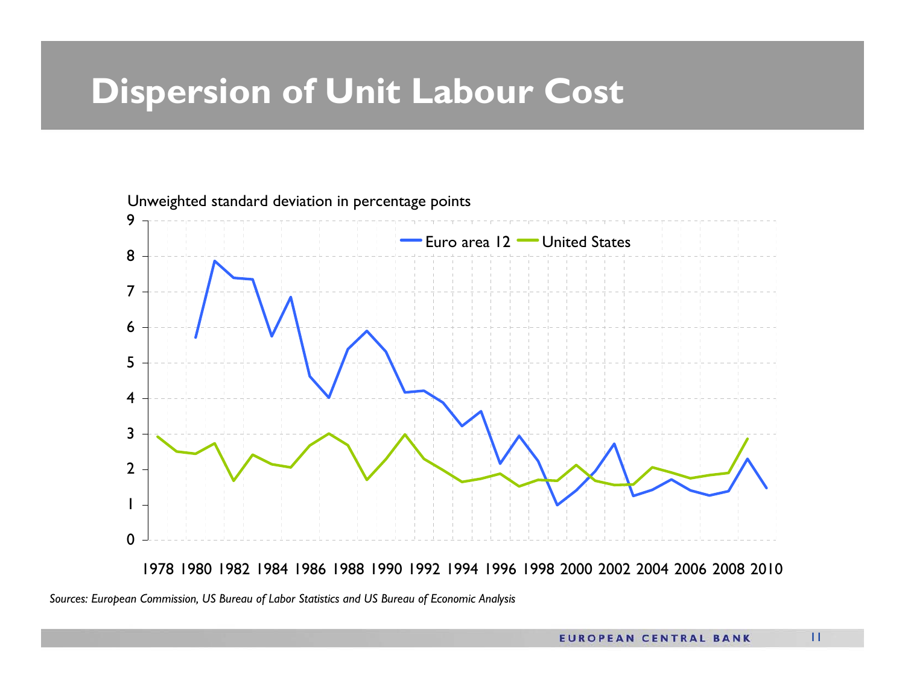# Dispersion of Unit Labour Cost

Unweighted standard deviation in percentage points

Euro area 12 | United States

*Sources: European Commission, US Bureau of Labor Statistics and US Bureau of Economic Analysis*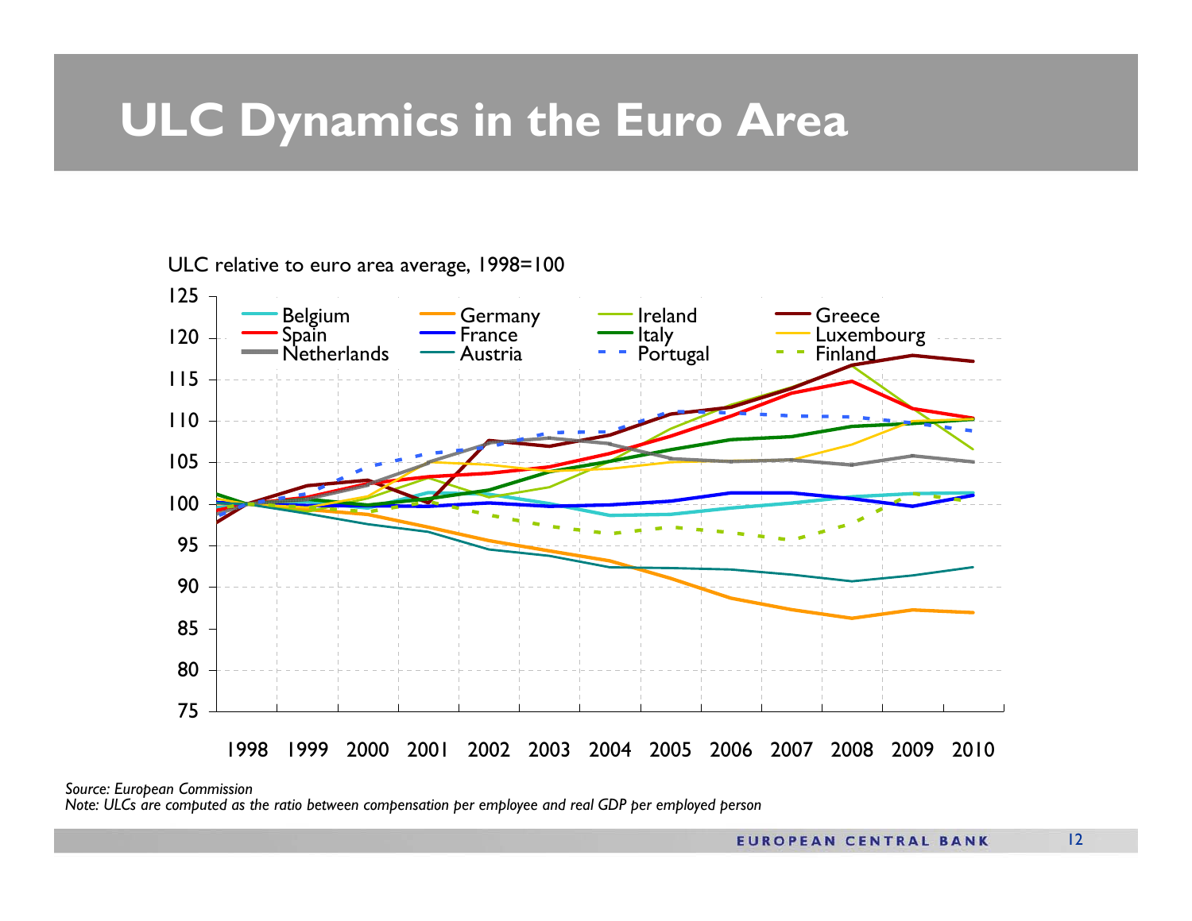# ULC Dynamics in the Euro Area

ULC relative to euro area average, 1998=100

*Source: European Commission*
*Note: ULCs are computed as the ratio between compensation per employee and real GDP per employed person*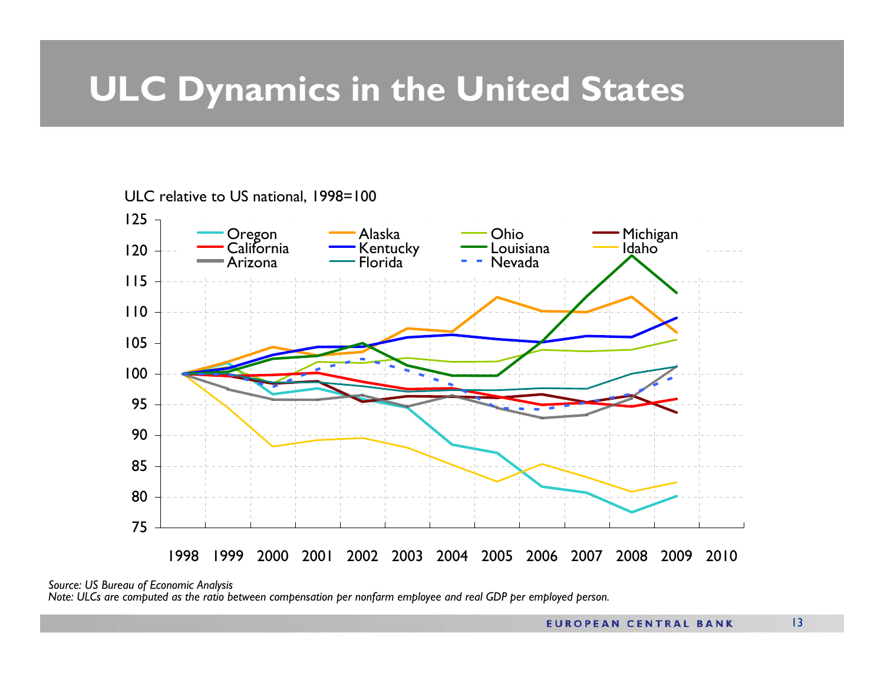# ULC Dynamics in the United States

ULC relative to US national, 1998=100

Source: US Bureau of Economic Analysis

Note: ULCs are computed as the ratio between compensation per nonfarm employee and real GDP per employed person.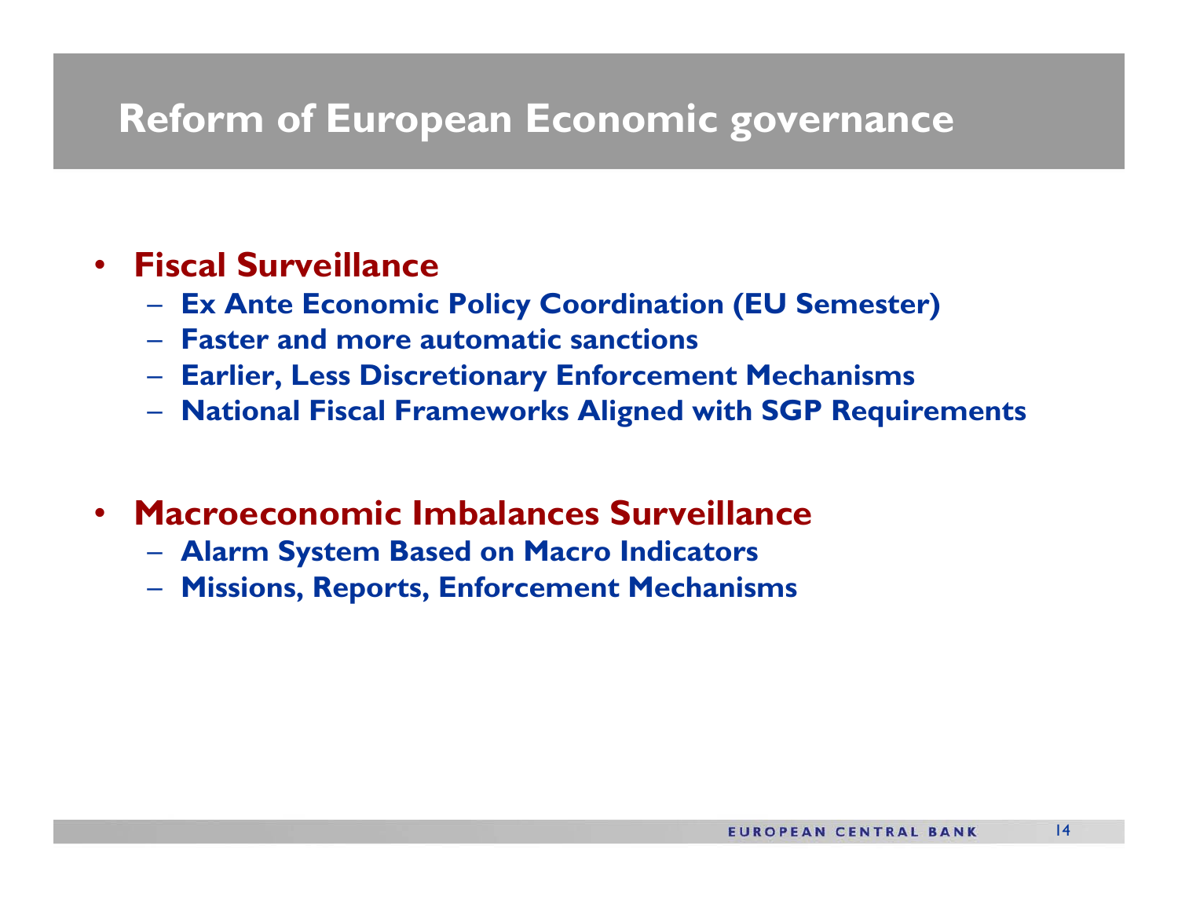# Reform of European Economic governance

- **Fiscal Surveillance**
  - **Ex Ante Economic Policy Coordination (EU Semester)**
  - **Faster and more automatic sanctions**
  - **Earlier, Less Discretionary Enforcement Mechanisms**
  - **National Fiscal Frameworks Aligned with SGP Requirements**

- **Macroeconomic Imbalances Surveillance**
  - **Alarm System Based on Macro Indicators**
  - **Missions, Reports, Enforcement Mechanisms**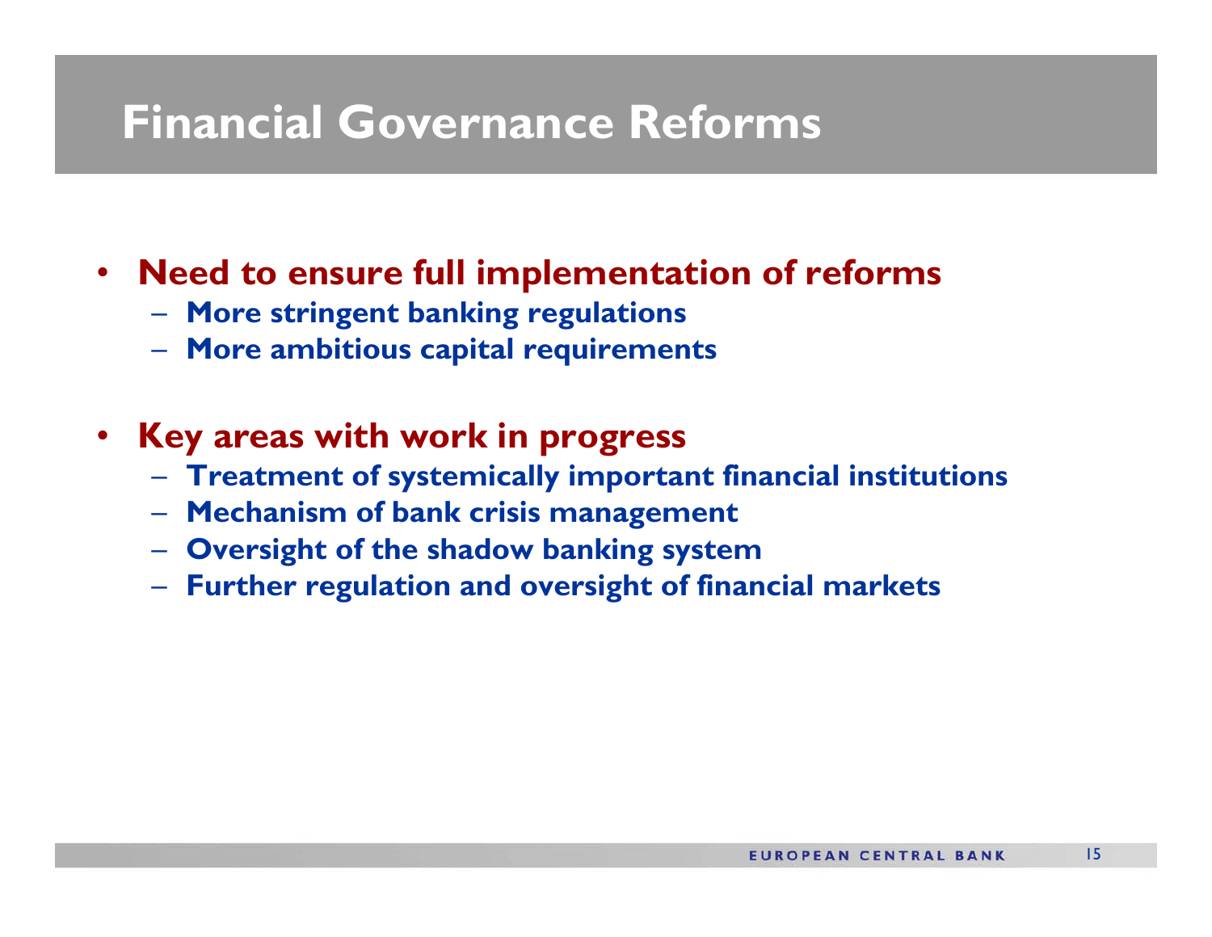# Financial Governance Reforms

- **Need to ensure full implementation of reforms**
  - **More stringent banking regulations**
  - **More ambitious capital requirements**
- **Key areas with work in progress**
  - **Treatment of systemically important financial institutions**
  - **Mechanism of bank crisis management**
  - **Oversight of the shadow banking system**
  - **Further regulation and oversight of financial markets**